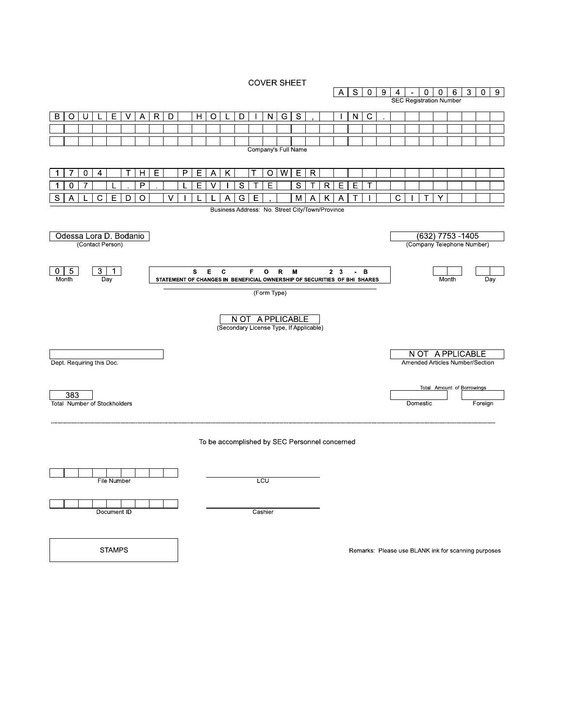# COVER SHEET

**AS094-006309**
SEC Registration Number

**BOULEVARD HOLDINGS, INC.**

Company's Full Name

**1704 THE PEAK TOWER**
**107 L.P. LEVISTE STREET**
**SALCEDO VILLAGE, MAKATI CITY**

Business Address: No. Street City/Town/Province

Odessa Lora D. Bodanio
(Contact Person)

(632) 7753 -1405
(Company Telephone Number)

| 0 5 | 3 1 |
|---|---|
| Month | Day |

**SEC FORM 23-B**
**STATEMENT OF CHANGES IN BENEFICIAL OWNERSHIP OF SECURITIES OF BHI SHARES**

(Form Type)

| | |
|---|---|
| Month | Day |

NOT APPLICABLE
(Secondary License Type, If Applicable)

Dept. Requiring this Doc.

NOT APPLICABLE
Amended Articles Number/Section

383
Total Number of Stockholders

Total Amount of Borrowings

| Domestic | Foreign |
|---|---|
| | |

---

To be accomplished by SEC Personnel concerned

File Number

LCU

Document ID

Cashier

STAMPS

Remarks: Please use BLANK ink for scanning purposes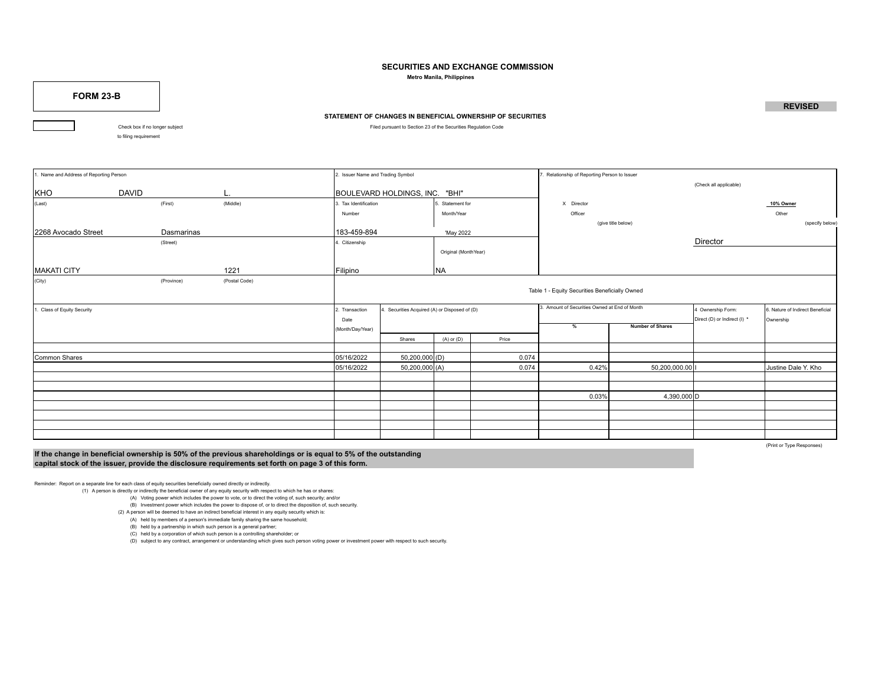# SECURITIES AND EXCHANGE COMMISSION

**Metro Manila, Philippines**

**FORM 23-B**

**REVISED**

**STATEMENT OF CHANGES IN BENEFICIAL OWNERSHIP OF SECURITIES**

Filed pursuant to Section 23 of the Securities Regulation Code

☐ Check box if no longer subject to filing requirement

| 1. Name and Address of Reporting Person | | | 2. Issuer Name and Trading Symbol | | 7. Relationship of Reporting Person to Issuer (Check all applicable) |
|---|---|---|---|---|---|
| KHO | DAVID | L. | BOULEVARD HOLDINGS, INC. "BHI" | | |
| (Last) | (First) | (Middle) | 3. Tax Identification Number | 5. Statement for Month/Year | X Director / 10% Owner / Officer (give title below) / Other (specify below) |
| 2268 Avocado Street | Dasmarinas | | 183-459-894 | 'May 2022 | |
| | (Street) | | 4. Citizenship | Original (MonthYear) | Director |
| MAKATI CITY | | 1221 | Filipino | NA | |
| (City) | (Province) | (Postal Code) | | | |

Table 1 - Equity Securities Beneficially Owned

| 1. Class of Equity Security | 2. Transaction Date (Month/Day/Year) | 4. Securities Acquired (A) or Disposed of (D) | | | 3. Amount of Securities Owned at End of Month | | 4 Ownership Form: Direct (D) or Indirect (I) * | 6. Nature of Indirect Beneficial Ownership |
|---|---|---|---|---|---|---|---|---|
| | | Shares | (A) or (D) | Price | % | Number of Shares | | |
| Common Shares | 05/16/2022 | 50,200,000 | (D) | 0.074 | | | | |
| | 05/16/2022 | 50,200,000 | (A) | 0.074 | 0.42% | 50,200,000.00 | I | Justine Dale Y. Kho |
| | | | | | 0.03% | 4,390,000 | D | |

(Print or Type Responses)

**If the change in beneficial ownership is 50% of the previous shareholdings or is equal to 5% of the outstanding capital stock of the issuer, provide the disclosure requirements set forth on page 3 of this form.**

Reminder: Report on a separate line for each class of equity securities beneficially owned directly or indirectly.

(1) A person is directly or indirectly the beneficial owner of any equity security with respect to which he has or shares:

(A) Voting power which includes the power to vote, or to direct the voting of, such security; and/or

(B) Investment power which includes the power to dispose of, or to direct the disposition of, such security.

(2) A person will be deemed to have an indirect beneficial interest in any equity security which is:

(A) held by members of a person's immediate family sharing the same household;

(B) held by a partnership in which such person is a general partner;

(C) held by a corporation of which such person is a controlling shareholder; or

(D) subject to any contract, arrangement or understanding which gives such person voting power or investment power with respect to such security.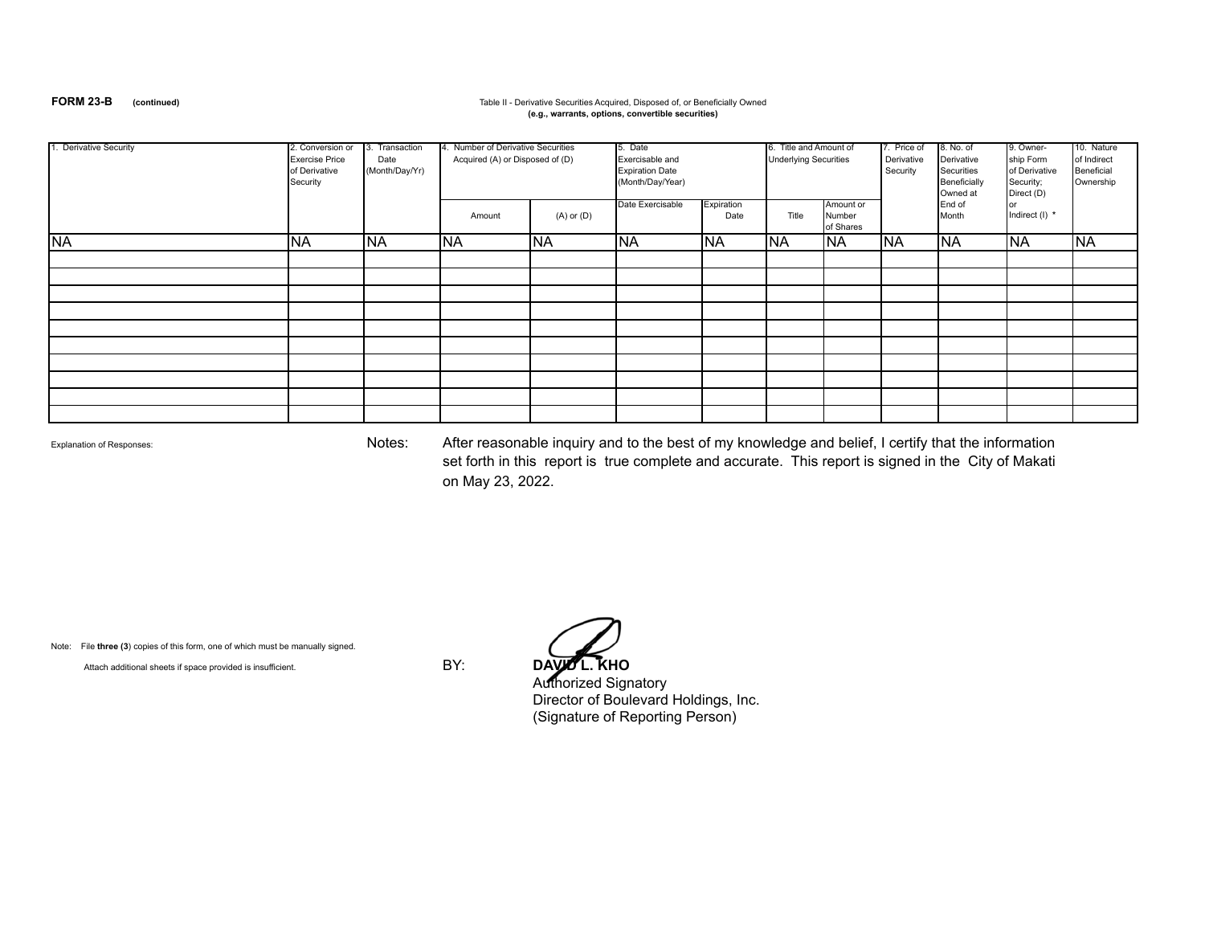**FORM 23-B** (continued)

Table II - Derivative Securities Acquired, Disposed of, or Beneficially Owned
**(e.g., warrants, options, convertible securities)**

| 1. Derivative Security | 2. Conversion or Exercise Price of Derivative Security | 3. Transaction Date (Month/Day/Yr) | 4. Number of Derivative Securities Acquired (A) or Disposed of (D) | | 5. Date Exercisable and Expiration Date (Month/Day/Year) | | 6. Title and Amount of Underlying Securities | | 7. Price of Derivative Security | 8. No. of Derivative Securities Beneficially Owned at End of Month | 9. Owner-ship Form of Derivative Security; Direct (D) or Indirect (I) * | 10. Nature of Indirect Beneficial Ownership |
|---|---|---|---|---|---|---|---|---|---|---|---|---|
| | | | Amount | (A) or (D) | Date Exercisable | Expiration Date | Title | Amount or Number of Shares | | | | |
| NA | NA | NA | NA | NA | NA | NA | NA | NA | NA | NA | NA | NA |
| | | | | | | | | | | | | |
| | | | | | | | | | | | | |
| | | | | | | | | | | | | |
| | | | | | | | | | | | | |
| | | | | | | | | | | | | |
| | | | | | | | | | | | | |
| | | | | | | | | | | | | |
| | | | | | | | | | | | | |
| | | | | | | | | | | | | |
| | | | | | | | | | | | | |

Explanation of Responses:

Notes: After reasonable inquiry and to the best of my knowledge and belief, I certify that the information set forth in this report is true complete and accurate. This report is signed in the City of Makati on May 23, 2022.

Note: File **three (3)** copies of this form, one of which must be manually signed.

Attach additional sheets if space provided is insufficient.

BY: **DAVID L. KHO**
Authorized Signatory
Director of Boulevard Holdings, Inc.
(Signature of Reporting Person)